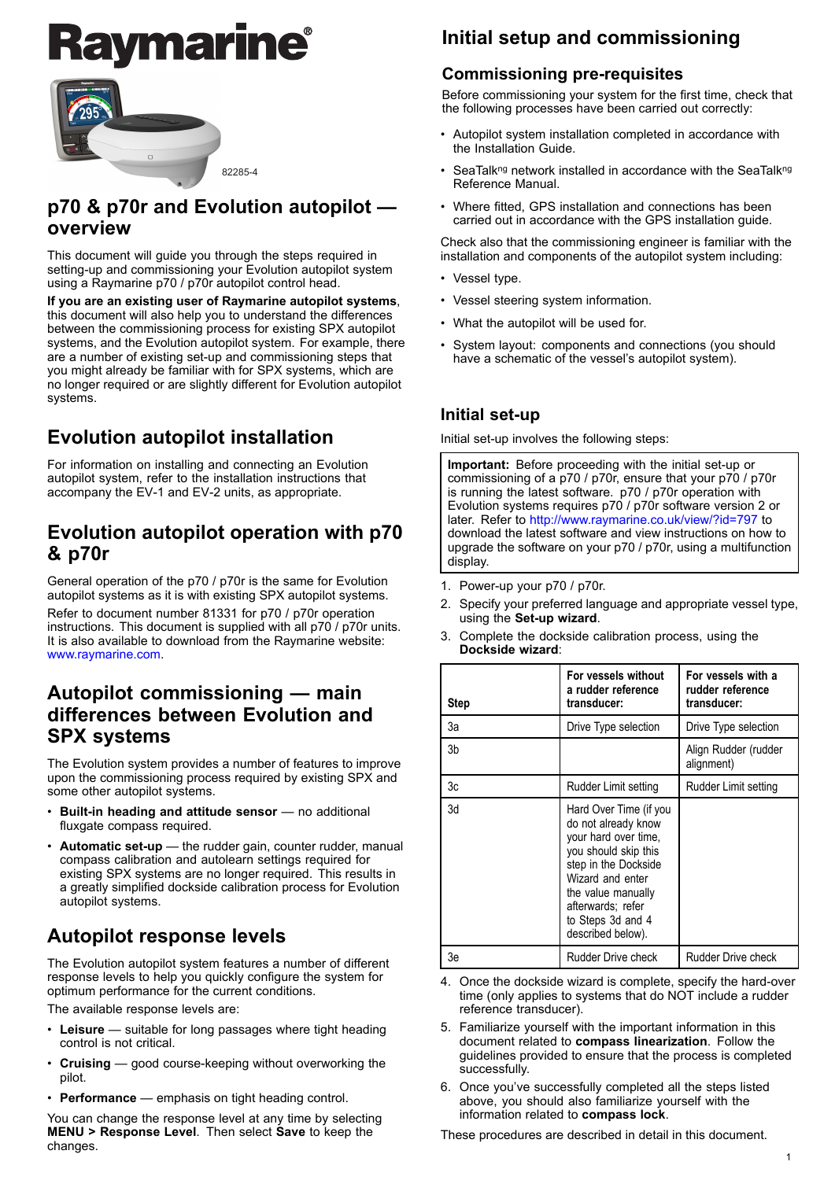# Raymarine

82285-4

## p70 & p70r and Evolution autopilot — overview

This document will guide you through the steps required in setting-up and commissioning your Evolution autopilot system using a Raymarine p70 / p70r autopilot control head.

**If you are an existing user of Raymarine autopilot systems**, this document will also help you to understand the differences between the commissioning process for existing SPX autopilot systems, and the Evolution autopilot system. For example, there are a number of existing set-up and commissioning steps that you might already be familiar with for SPX systems, which are no longer required or are slightly different for Evolution autopilot systems.

## Evolution autopilot installation

For information on installing and connecting an Evolution autopilot system, refer to the installation instructions that accompany the EV-1 and EV-2 units, as appropriate.

## Evolution autopilot operation with p70 & p70r

General operation of the p70 / p70r is the same for Evolution autopilot systems as it is with existing SPX autopilot systems.

Refer to document number 81331 for p70 / p70r operation instructions. This document is supplied with all p70 / p70r units. It is also available to download from the Raymarine website: www.raymarine.com.

## Autopilot commissioning — main differences between Evolution and SPX systems

The Evolution system provides a number of features to improve upon the commissioning process required by existing SPX and some other autopilot systems.

- **Built-in heading and attitude sensor** — no additional fluxgate compass required.
- **Automatic set-up** — the rudder gain, counter rudder, manual compass calibration and autolearn settings required for existing SPX systems are no longer required. This results in a greatly simplified dockside calibration process for Evolution autopilot systems.

## Autopilot response levels

The Evolution autopilot system features a number of different response levels to help you quickly configure the system for optimum performance for the current conditions.

The available response levels are:

- **Leisure** — suitable for long passages where tight heading control is not critical.
- **Cruising** — good course-keeping without overworking the pilot.
- **Performance** — emphasis on tight heading control.

You can change the response level at any time by selecting **MENU > Response Level**. Then select **Save** to keep the changes.

# Initial setup and commissioning

## Commissioning pre-requisites

Before commissioning your system for the first time, check that the following processes have been carried out correctly:

- Autopilot system installation completed in accordance with the Installation Guide.
- SeaTalk[ng] network installed in accordance with the SeaTalk[ng] Reference Manual.
- Where fitted, GPS installation and connections has been carried out in accordance with the GPS installation guide.

Check also that the commissioning engineer is familiar with the installation and components of the autopilot system including:

- Vessel type.
- Vessel steering system information.
- What the autopilot will be used for.
- System layout: components and connections (you should have a schematic of the vessel's autopilot system).

## Initial set-up

Initial set-up involves the following steps:

> **Important:** Before proceeding with the initial set-up or commissioning of a p70 / p70r, ensure that your p70 / p70r is running the latest software. p70 / p70r operation with Evolution systems requires p70 / p70r software version 2 or later. Refer to http://www.raymarine.co.uk/view/?id=797 to download the latest software and view instructions on how to upgrade the software on your p70 / p70r, using a multifunction display.

1. Power-up your p70 / p70r.
2. Specify your preferred language and appropriate vessel type, using the **Set-up wizard**.
3. Complete the dockside calibration process, using the **Dockside wizard**:

| Step | For vessels without a rudder reference transducer: | For vessels with a rudder reference transducer: |
|---|---|---|
| 3a | Drive Type selection | Drive Type selection |
| 3b | | Align Rudder (rudder alignment) |
| 3c | Rudder Limit setting | Rudder Limit setting |
| 3d | Hard Over Time (if you do not already know your hard over time, you should skip this step in the Dockside Wizard and enter the value manually afterwards; refer to Steps 3d and 4 described below). | |
| 3e | Rudder Drive check | Rudder Drive check |

4. Once the dockside wizard is complete, specify the hard-over time (only applies to systems that do NOT include a rudder reference transducer).
5. Familiarize yourself with the important information in this document related to **compass linearization**. Follow the guidelines provided to ensure that the process is completed successfully.
6. Once you've successfully completed all the steps listed above, you should also familiarize yourself with the information related to **compass lock**.

These procedures are described in detail in this document.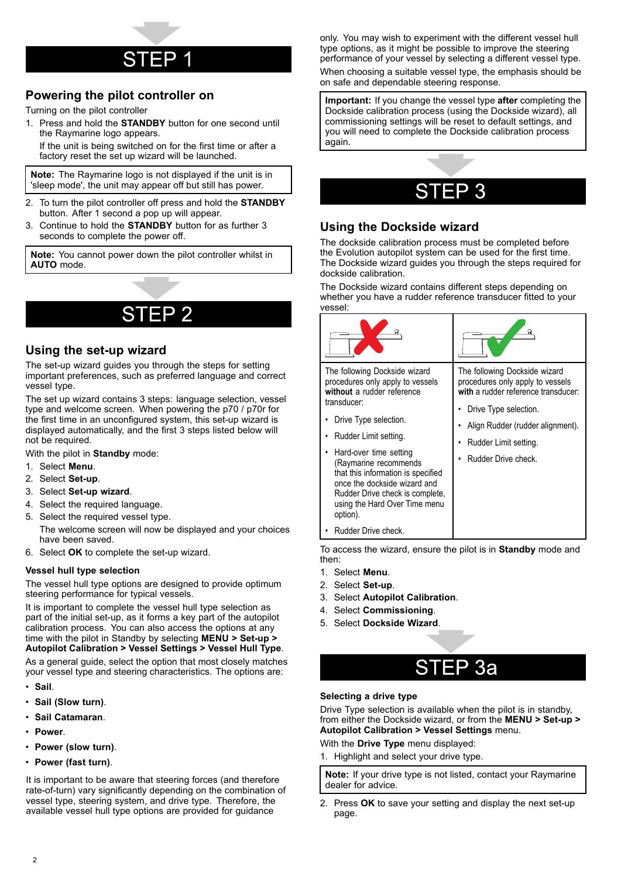# STEP 1

## Powering the pilot controller on

Turning on the pilot controller

1. Press and hold the **STANDBY** button for one second until the Raymarine logo appears.

   If the unit is being switched on for the first time or after a factory reset the set up wizard will be launched.

**Note:** The Raymarine logo is not displayed if the unit is in 'sleep mode', the unit may appear off but still has power.

2. To turn the pilot controller off press and hold the **STANDBY** button. After 1 second a pop up will appear.
3. Continue to hold the **STANDBY** button for as further 3 seconds to complete the power off.

**Note:** You cannot power down the pilot controller whilst in **AUTO** mode.

# STEP 2

## Using the set-up wizard

The set-up wizard guides you through the steps for setting important preferences, such as preferred language and correct vessel type.

The set up wizard contains 3 steps: language selection, vessel type and welcome screen. When powering the p70 / p70r for the first time in an unconfigured system, this set-up wizard is displayed automatically, and the first 3 steps listed below will not be required.

With the pilot in **Standby** mode:

1. Select **Menu**.
2. Select **Set-up**.
3. Select **Set-up wizard**.
4. Select the required language.
5. Select the required vessel type.

   The welcome screen will now be displayed and your choices have been saved.
6. Select **OK** to complete the set-up wizard.

### Vessel hull type selection

The vessel hull type options are designed to provide optimum steering performance for typical vessels.

It is important to complete the vessel hull type selection as part of the initial set-up, as it forms a key part of the autopilot calibration process. You can also access the options at any time with the pilot in Standby by selecting **MENU > Set-up > Autopilot Calibration > Vessel Settings > Vessel Hull Type**.

As a general guide, select the option that most closely matches your vessel type and steering characteristics. The options are:

- **Sail**.
- **Sail (Slow turn)**.
- **Sail Catamaran**.
- **Power**.
- **Power (slow turn)**.
- **Power (fast turn)**.

It is important to be aware that steering forces (and therefore rate-of-turn) vary significantly depending on the combination of vessel type, steering system, and drive type. Therefore, the available vessel hull type options are provided for guidance only. You may wish to experiment with the different vessel hull type options, as it might be possible to improve the steering performance of your vessel by selecting a different vessel type.

When choosing a suitable vessel type, the emphasis should be on safe and dependable steering response.

**Important:** If you change the vessel type **after** completing the Dockside calibration process (using the Dockside wizard), all commissioning settings will be reset to default settings, and you will need to complete the Dockside calibration process again.

# STEP 3

## Using the Dockside wizard

The dockside calibration process must be completed before the Evolution autopilot system can be used for the first time. The Dockside wizard guides you through the steps required for dockside calibration.

The Dockside wizard contains different steps depending on whether you have a rudder reference transducer fitted to your vessel:

| Without rudder reference transducer | With rudder reference transducer |
| --- | --- |
| The following Dockside wizard procedures only apply to vessels **without** a rudder reference transducer:<br>• Drive Type selection.<br>• Rudder Limit setting.<br>• Hard-over time setting (Raymarine recommends that this information is specified once the dockside wizard and Rudder Drive check is complete, using the Hard Over Time menu option).<br>• Rudder Drive check. | The following Dockside wizard procedures only apply to vessels **with** a rudder reference transducer:<br>• Drive Type selection.<br>• Align Rudder (rudder alignment).<br>• Rudder Limit setting.<br>• Rudder Drive check. |

To access the wizard, ensure the pilot is in **Standby** mode and then:

1. Select **Menu**.
2. Select **Set-up**.
3. Select **Autopilot Calibration**.
4. Select **Commissioning**.
5. Select **Dockside Wizard**.

# STEP 3a

### Selecting a drive type

Drive Type selection is available when the pilot is in standby, from either the Dockside wizard, or from the **MENU > Set-up > Autopilot Calibration > Vessel Settings** menu.

With the **Drive Type** menu displayed:

1. Highlight and select your drive type.

**Note:** If your drive type is not listed, contact your Raymarine dealer for advice.

2. Press **OK** to save your setting and display the next set-up page.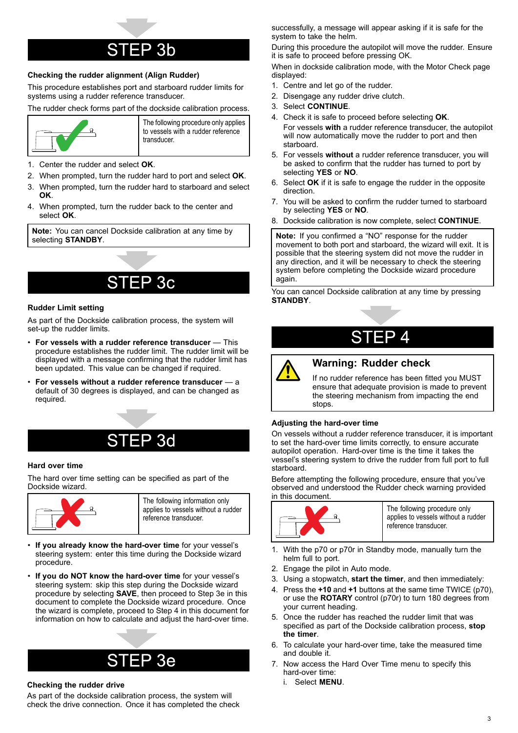## STEP 3b

### Checking the rudder alignment (Align Rudder)

This procedure establishes port and starboard rudder limits for systems using a rudder reference transducer.

The rudder check forms part of the dockside calibration process.

The following procedure only applies to vessels with a rudder reference transducer.

1. Center the rudder and select **OK**.
2. When prompted, turn the rudder hard to port and select **OK**.
3. When prompted, turn the rudder hard to starboard and select **OK**.
4. When prompted, turn the rudder back to the center and select **OK**.

**Note:** You can cancel Dockside calibration at any time by selecting **STANDBY**.

## STEP 3c

### Rudder Limit setting

As part of the Dockside calibration process, the system will set-up the rudder limits.

- **For vessels with a rudder reference transducer** — This procedure establishes the rudder limit. The rudder limit will be displayed with a message confirming that the rudder limit has been updated. This value can be changed if required.
- **For vessels without a rudder reference transducer** — a default of 30 degrees is displayed, and can be changed as required.

## STEP 3d

### Hard over time

The hard over time setting can be specified as part of the Dockside wizard.

The following information only applies to vessels without a rudder reference transducer.

- **If you already know the hard-over time** for your vessel's steering system: enter this time during the Dockside wizard procedure.
- **If you do NOT know the hard-over time** for your vessel's steering system: skip this step during the Dockside wizard procedure by selecting **SAVE**, then proceed to Step 3e in this document to complete the Dockside wizard procedure. Once the wizard is complete, proceed to Step 4 in this document for information on how to calculate and adjust the hard-over time.

## STEP 3e

### Checking the rudder drive

As part of the dockside calibration process, the system will check the drive connection. Once it has completed the check successfully, a message will appear asking if it is safe for the system to take the helm.

During this procedure the autopilot will move the rudder. Ensure it is safe to proceed before pressing OK.

When in dockside calibration mode, with the Motor Check page displayed:

1. Centre and let go of the rudder.
2. Disengage any rudder drive clutch.
3. Select **CONTINUE**.
4. Check it is safe to proceed before selecting **OK**.

   For vessels **with** a rudder reference transducer, the autopilot will now automatically move the rudder to port and then starboard.
5. For vessels **without** a rudder reference transducer, you will be asked to confirm that the rudder has turned to port by selecting **YES** or **NO**.
6. Select **OK** if it is safe to engage the rudder in the opposite direction.
7. You will be asked to confirm the rudder turned to starboard by selecting **YES** or **NO**.
8. Dockside calibration is now complete, select **CONTINUE**.

**Note:** If you confirmed a "NO" response for the rudder movement to both port and starboard, the wizard will exit. It is possible that the steering system did not move the rudder in any direction, and it will be necessary to check the steering system before completing the Dockside wizard procedure again.

You can cancel Dockside calibration at any time by pressing **STANDBY**.

## STEP 4

**Warning: Rudder check**

If no rudder reference has been fitted you MUST ensure that adequate provision is made to prevent the steering mechanism from impacting the end stops.

### Adjusting the hard-over time

On vessels without a rudder reference transducer, it is important to set the hard-over time limits correctly, to ensure accurate autopilot operation. Hard-over time is the time it takes the vessel's steering system to drive the rudder from full port to full starboard.

Before attempting the following procedure, ensure that you've observed and understood the Rudder check warning provided in this document.

The following procedure only applies to vessels without a rudder reference transducer.

1. With the p70 or p70r in Standby mode, manually turn the helm full to port.
2. Engage the pilot in Auto mode.
3. Using a stopwatch, **start the timer**, and then immediately:
4. Press the **+10** and **+1** buttons at the same time TWICE (p70), or use the **ROTARY** control (p70r) to turn 180 degrees from your current heading.
5. Once the rudder has reached the rudder limit that was specified as part of the Dockside calibration process, **stop the timer**.
6. To calculate your hard-over time, take the measured time and double it.
7. Now access the Hard Over Time menu to specify this hard-over time:
   i. Select **MENU**.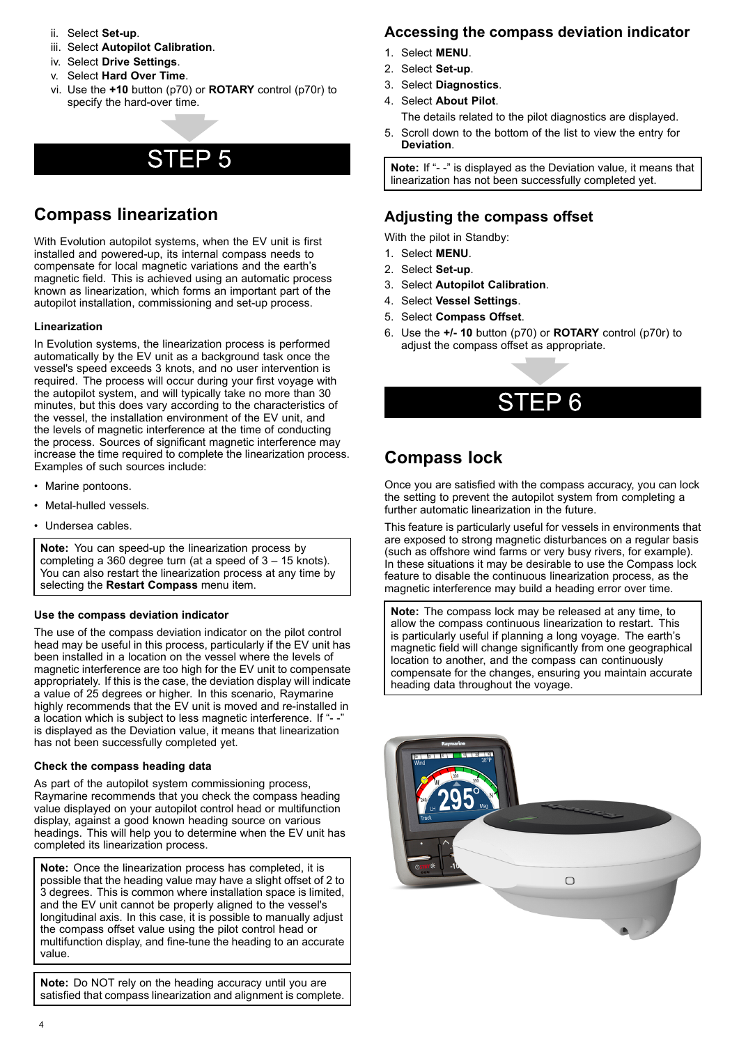ii. Select **Set-up**.
iii. Select **Autopilot Calibration**.
iv. Select **Drive Settings**.
v. Select **Hard Over Time**.
vi. Use the **+10** button (p70) or **ROTARY** control (p70r) to specify the hard-over time.

# STEP 5

## Compass linearization

With Evolution autopilot systems, when the EV unit is first installed and powered-up, its internal compass needs to compensate for local magnetic variations and the earth's magnetic field. This is achieved using an automatic process known as linearization, which forms an important part of the autopilot installation, commissioning and set-up process.

### Linearization

In Evolution systems, the linearization process is performed automatically by the EV unit as a background task once the vessel's speed exceeds 3 knots, and no user intervention is required. The process will occur during your first voyage with the autopilot system, and will typically take no more than 30 minutes, but this does vary according to the characteristics of the vessel, the installation environment of the EV unit, and the levels of magnetic interference at the time of conducting the process. Sources of significant magnetic interference may increase the time required to complete the linearization process. Examples of such sources include:

- Marine pontoons.
- Metal-hulled vessels.
- Undersea cables.

> **Note:** You can speed-up the linearization process by completing a 360 degree turn (at a speed of 3 – 15 knots). You can also restart the linearization process at any time by selecting the **Restart Compass** menu item.

### Use the compass deviation indicator

The use of the compass deviation indicator on the pilot control head may be useful in this process, particularly if the EV unit has been installed in a location on the vessel where the levels of magnetic interference are too high for the EV unit to compensate appropriately. If this is the case, the deviation display will indicate a value of 25 degrees or higher. In this scenario, Raymarine highly recommends that the EV unit is moved and re-installed in a location which is subject to less magnetic interference. If "- -" is displayed as the Deviation value, it means that linearization has not been successfully completed yet.

### Check the compass heading data

As part of the autopilot system commissioning process, Raymarine recommends that you check the compass heading value displayed on your autopilot control head or multifunction display, against a good known heading source on various headings. This will help you to determine when the EV unit has completed its linearization process.

> **Note:** Once the linearization process has completed, it is possible that the heading value may have a slight offset of 2 to 3 degrees. This is common where installation space is limited, and the EV unit cannot be properly aligned to the vessel's longitudinal axis. In this case, it is possible to manually adjust the compass offset value using the pilot control head or multifunction display, and fine-tune the heading to an accurate value.

> **Note:** Do NOT rely on the heading accuracy until you are satisfied that compass linearization and alignment is complete.

### Accessing the compass deviation indicator

1. Select **MENU**.
2. Select **Set-up**.
3. Select **Diagnostics**.
4. Select **About Pilot**.

   The details related to the pilot diagnostics are displayed.
5. Scroll down to the bottom of the list to view the entry for **Deviation**.

> **Note:** If "- -" is displayed as the Deviation value, it means that linearization has not been successfully completed yet.

### Adjusting the compass offset

With the pilot in Standby:

1. Select **MENU**.
2. Select **Set-up**.
3. Select **Autopilot Calibration**.
4. Select **Vessel Settings**.
5. Select **Compass Offset**.
6. Use the **+/- 10** button (p70) or **ROTARY** control (p70r) to adjust the compass offset as appropriate.

# STEP 6

## Compass lock

Once you are satisfied with the compass accuracy, you can lock the setting to prevent the autopilot system from completing a further automatic linearization in the future.

This feature is particularly useful for vessels in environments that are exposed to strong magnetic disturbances on a regular basis (such as offshore wind farms or very busy rivers, for example). In these situations it may be desirable to use the Compass lock feature to disable the continuous linearization process, as the magnetic interference may build a heading error over time.

> **Note:** The compass lock may be released at any time, to allow the compass continuous linearization to restart. This is particularly useful if planning a long voyage. The earth's magnetic field will change significantly from one geographical location to another, and the compass can continuously compensate for the changes, ensuring you maintain accurate heading data throughout the voyage.